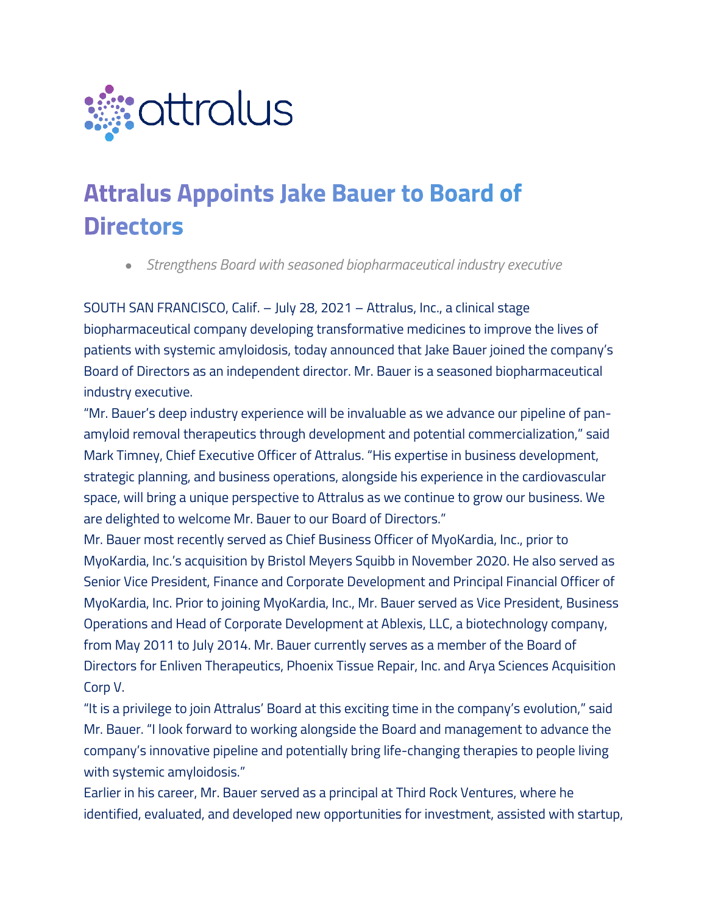attralus

# Attralus Appoints Jake Bauer to Board of Directors

- *Strengthens Board with seasoned biopharmaceutical industry executive*

SOUTH SAN FRANCISCO, Calif. – July 28, 2021 – Attralus, Inc., a clinical stage biopharmaceutical company developing transformative medicines to improve the lives of patients with systemic amyloidosis, today announced that Jake Bauer joined the company's Board of Directors as an independent director. Mr. Bauer is a seasoned biopharmaceutical industry executive.

"Mr. Bauer's deep industry experience will be invaluable as we advance our pipeline of pan-amyloid removal therapeutics through development and potential commercialization," said Mark Timney, Chief Executive Officer of Attralus. "His expertise in business development, strategic planning, and business operations, alongside his experience in the cardiovascular space, will bring a unique perspective to Attralus as we continue to grow our business. We are delighted to welcome Mr. Bauer to our Board of Directors."

Mr. Bauer most recently served as Chief Business Officer of MyoKardia, Inc., prior to MyoKardia, Inc.'s acquisition by Bristol Meyers Squibb in November 2020. He also served as Senior Vice President, Finance and Corporate Development and Principal Financial Officer of MyoKardia, Inc. Prior to joining MyoKardia, Inc., Mr. Bauer served as Vice President, Business Operations and Head of Corporate Development at Ablexis, LLC, a biotechnology company, from May 2011 to July 2014. Mr. Bauer currently serves as a member of the Board of Directors for Enliven Therapeutics, Phoenix Tissue Repair, Inc. and Arya Sciences Acquisition Corp V.

"It is a privilege to join Attralus' Board at this exciting time in the company's evolution," said Mr. Bauer. "I look forward to working alongside the Board and management to advance the company's innovative pipeline and potentially bring life-changing therapies to people living with systemic amyloidosis."

Earlier in his career, Mr. Bauer served as a principal at Third Rock Ventures, where he identified, evaluated, and developed new opportunities for investment, assisted with startup,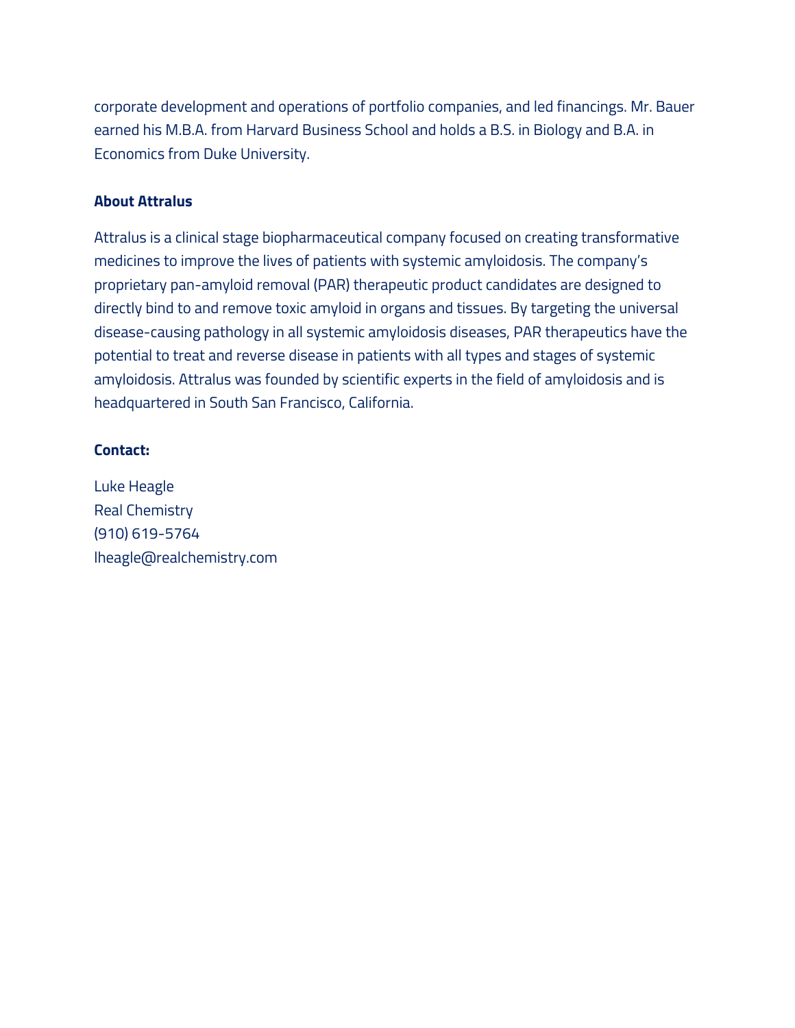corporate development and operations of portfolio companies, and led financings. Mr. Bauer earned his M.B.A. from Harvard Business School and holds a B.S. in Biology and B.A. in Economics from Duke University.

**About Attralus**

Attralus is a clinical stage biopharmaceutical company focused on creating transformative medicines to improve the lives of patients with systemic amyloidosis. The company's proprietary pan-amyloid removal (PAR) therapeutic product candidates are designed to directly bind to and remove toxic amyloid in organs and tissues. By targeting the universal disease-causing pathology in all systemic amyloidosis diseases, PAR therapeutics have the potential to treat and reverse disease in patients with all types and stages of systemic amyloidosis. Attralus was founded by scientific experts in the field of amyloidosis and is headquartered in South San Francisco, California.

**Contact:**

Luke Heagle
Real Chemistry
(910) 619-5764
lheagle@realchemistry.com